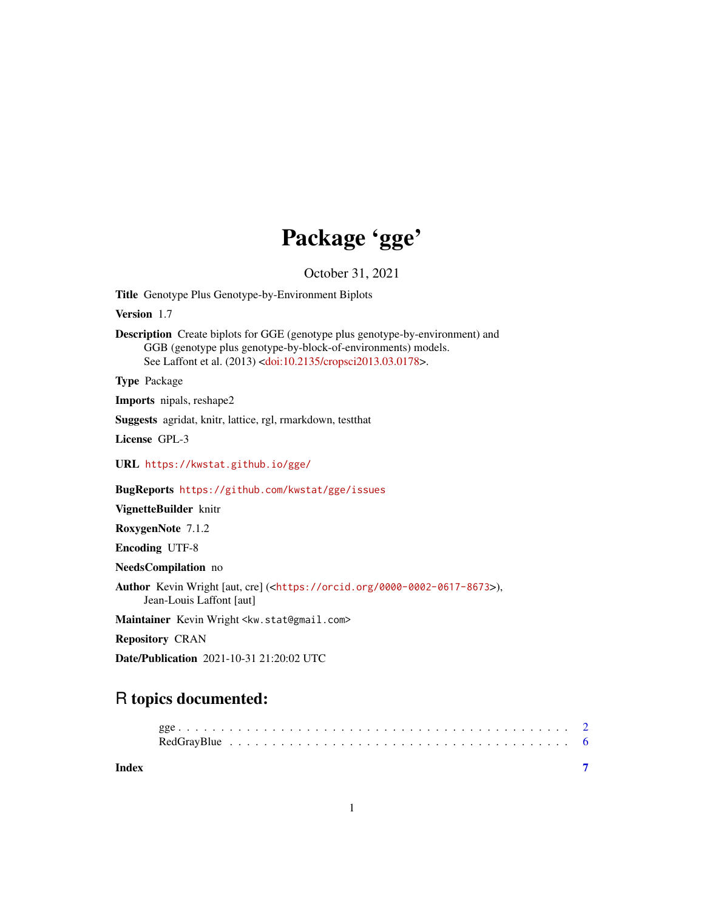# Package 'gge'

October 31, 2021

**Title** Genotype Plus Genotype-by-Environment Biplots

**Version** 1.7

**Description** Create biplots for GGE (genotype plus genotype-by-environment) and GGB (genotype plus genotype-by-block-of-environments) models. See Laffont et al. (2013) <doi:10.2135/cropsci2013.03.0178>.

**Type** Package

**Imports** nipals, reshape2

**Suggests** agridat, knitr, lattice, rgl, rmarkdown, testthat

**License** GPL-3

**URL** https://kwstat.github.io/gge/

**BugReports** https://github.com/kwstat/gge/issues

**VignetteBuilder** knitr

**RoxygenNote** 7.1.2

**Encoding** UTF-8

**NeedsCompilation** no

**Author** Kevin Wright [aut, cre] (<https://orcid.org/0000-0002-0617-8673>), Jean-Louis Laffont [aut]

**Maintainer** Kevin Wright <kw.stat@gmail.com>

**Repository** CRAN

**Date/Publication** 2021-10-31 21:20:02 UTC

## R topics documented:

- gge . . . . . . . . . . . . . . . . . . . . . . . . . . . . . . . . . . . . . . . . . . . 2
- RedGrayBlue . . . . . . . . . . . . . . . . . . . . . . . . . . . . . . . . . . . . . . 6

**Index** 7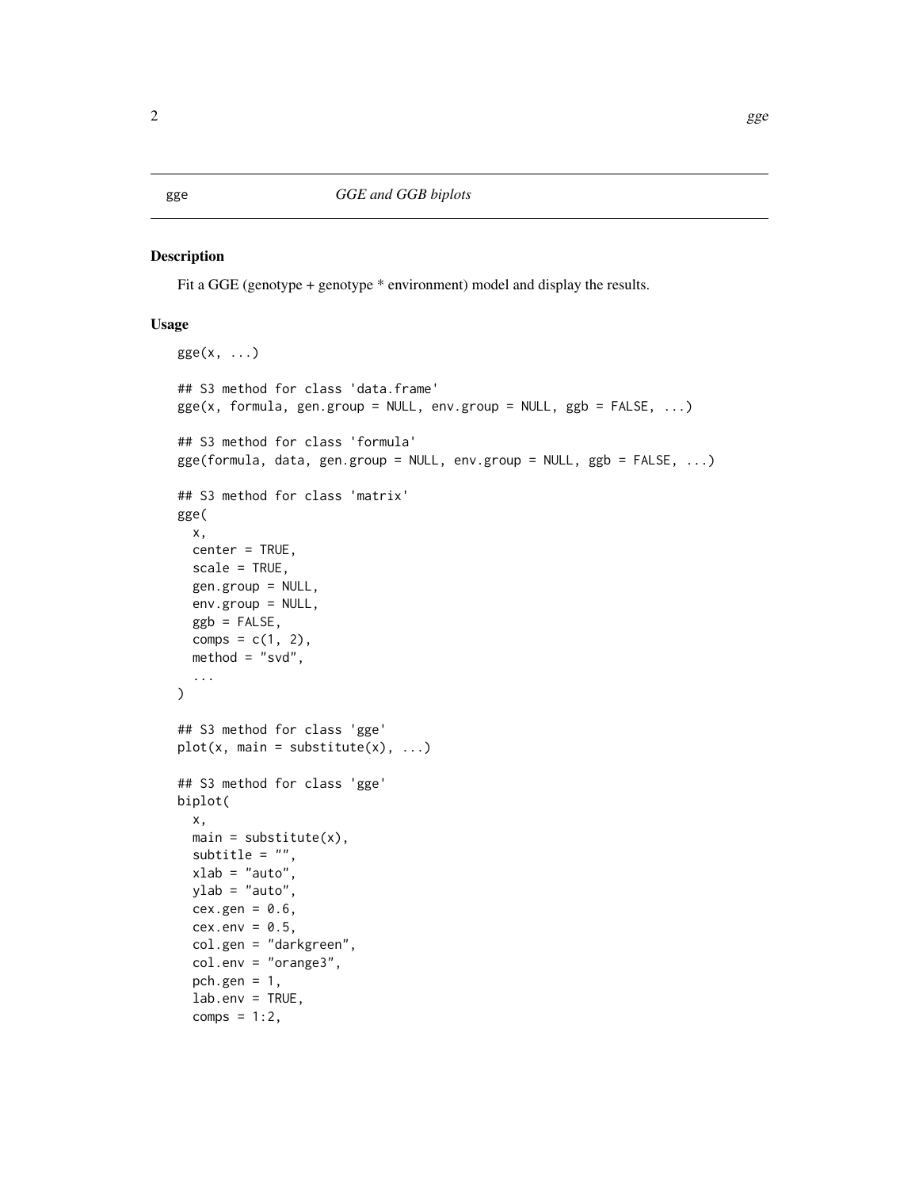gge *GGE and GGB biplots*

## Description

Fit a GGE (genotype + genotype * environment) model and display the results.

## Usage

```
gge(x, ...)

## S3 method for class 'data.frame'
gge(x, formula, gen.group = NULL, env.group = NULL, ggb = FALSE, ...)

## S3 method for class 'formula'
gge(formula, data, gen.group = NULL, env.group = NULL, ggb = FALSE, ...)

## S3 method for class 'matrix'
gge(
  x,
  center = TRUE,
  scale = TRUE,
  gen.group = NULL,
  env.group = NULL,
  ggb = FALSE,
  comps = c(1, 2),
  method = "svd",
  ...
)

## S3 method for class 'gge'
plot(x, main = substitute(x), ...)

## S3 method for class 'gge'
biplot(
  x,
  main = substitute(x),
  subtitle = "",
  xlab = "auto",
  ylab = "auto",
  cex.gen = 0.6,
  cex.env = 0.5,
  col.gen = "darkgreen",
  col.env = "orange3",
  pch.gen = 1,
  lab.env = TRUE,
  comps = 1:2,
```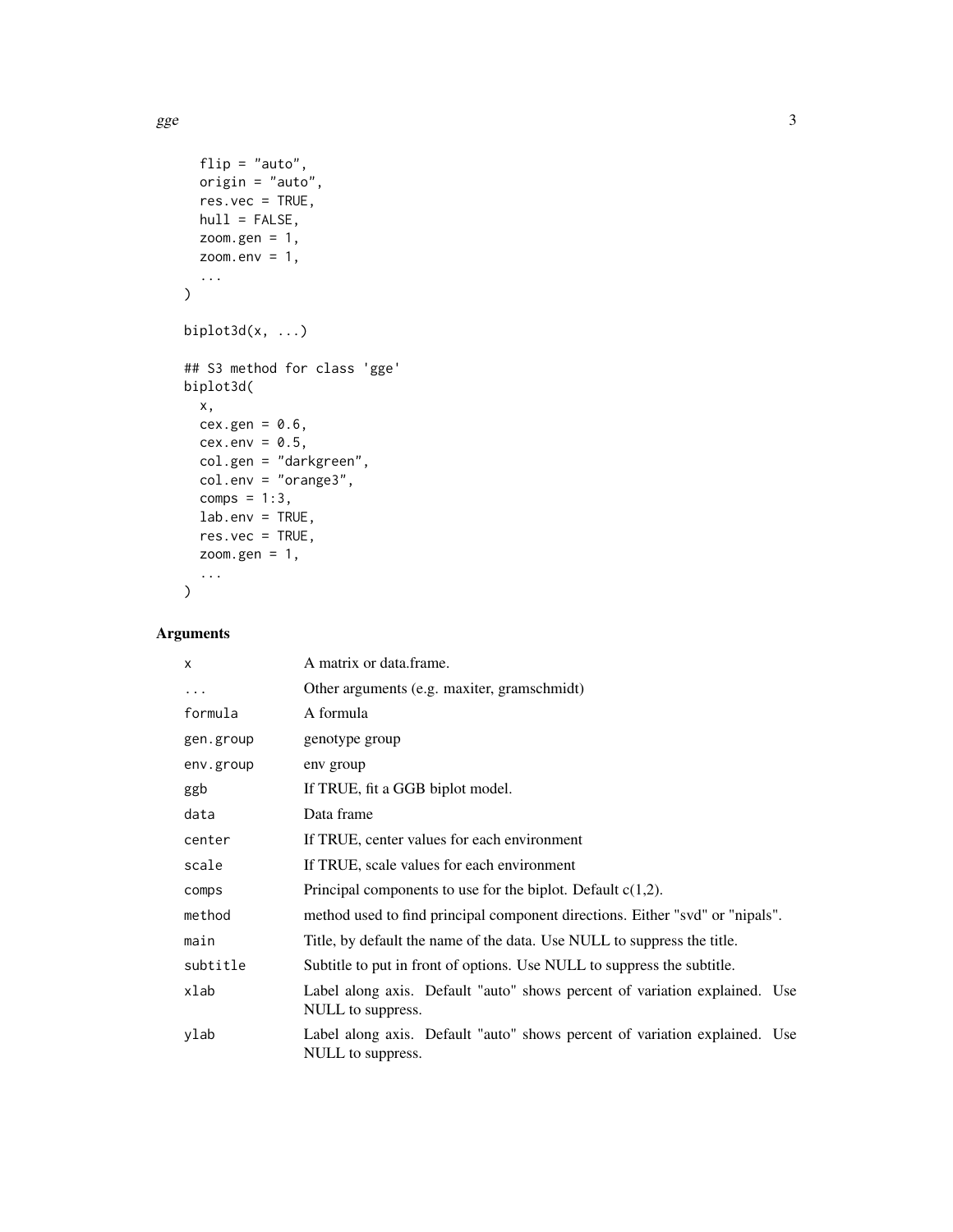```
  flip = "auto",
  origin = "auto",
  res.vec = TRUE,
  hull = FALSE,
  zoom.gen = 1,
  zoom.env = 1,
  ...
)

biplot3d(x, ...)

## S3 method for class 'gge'
biplot3d(
  x,
  cex.gen = 0.6,
  cex.env = 0.5,
  col.gen = "darkgreen",
  col.env = "orange3",
  comps = 1:3,
  lab.env = TRUE,
  res.vec = TRUE,
  zoom.gen = 1,
  ...
)
```

## Arguments

| | |
|---|---|
| `x` | A matrix or data.frame. |
| `...` | Other arguments (e.g. maxiter, gramschmidt) |
| `formula` | A formula |
| `gen.group` | genotype group |
| `env.group` | env group |
| `ggb` | If TRUE, fit a GGB biplot model. |
| `data` | Data frame |
| `center` | If TRUE, center values for each environment |
| `scale` | If TRUE, scale values for each environment |
| `comps` | Principal components to use for the biplot. Default c(1,2). |
| `method` | method used to find principal component directions. Either "svd" or "nipals". |
| `main` | Title, by default the name of the data. Use NULL to suppress the title. |
| `subtitle` | Subtitle to put in front of options. Use NULL to suppress the subtitle. |
| `xlab` | Label along axis. Default "auto" shows percent of variation explained. Use NULL to suppress. |
| `ylab` | Label along axis. Default "auto" shows percent of variation explained. Use NULL to suppress. |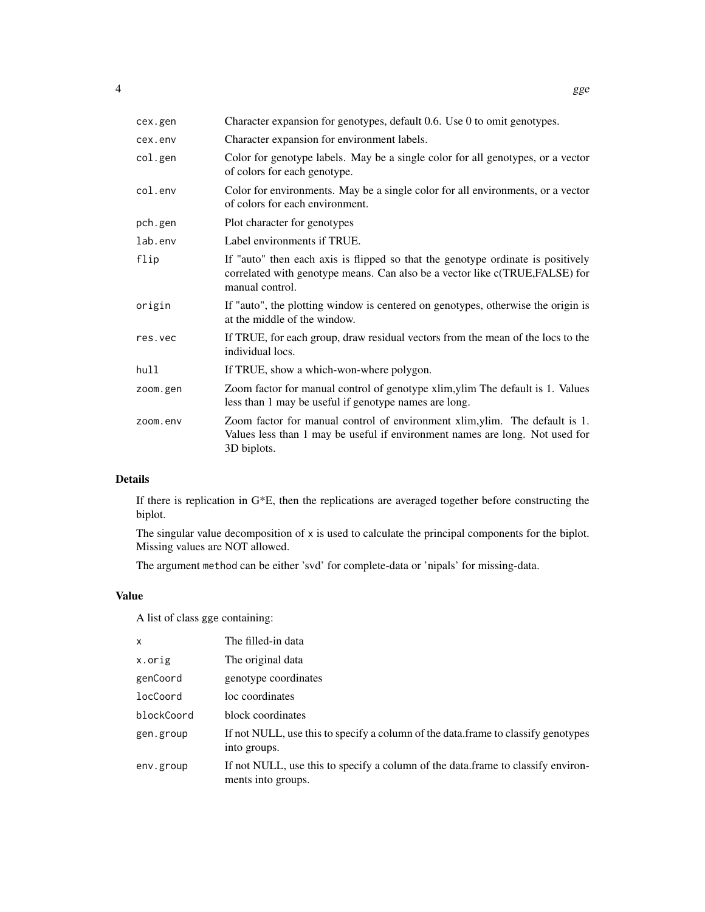| | |
|---|---|
| cex.gen | Character expansion for genotypes, default 0.6. Use 0 to omit genotypes. |
| cex.env | Character expansion for environment labels. |
| col.gen | Color for genotype labels. May be a single color for all genotypes, or a vector of colors for each genotype. |
| col.env | Color for environments. May be a single color for all environments, or a vector of colors for each environment. |
| pch.gen | Plot character for genotypes |
| lab.env | Label environments if TRUE. |
| flip | If "auto" then each axis is flipped so that the genotype ordinate is positively correlated with genotype means. Can also be a vector like c(TRUE,FALSE) for manual control. |
| origin | If "auto", the plotting window is centered on genotypes, otherwise the origin is at the middle of the window. |
| res.vec | If TRUE, for each group, draw residual vectors from the mean of the locs to the individual locs. |
| hull | If TRUE, show a which-won-where polygon. |
| zoom.gen | Zoom factor for manual control of genotype xlim,ylim The default is 1. Values less than 1 may be useful if genotype names are long. |
| zoom.env | Zoom factor for manual control of environment xlim,ylim. The default is 1. Values less than 1 may be useful if environment names are long. Not used for 3D biplots. |

## Details

If there is replication in G*E, then the replications are averaged together before constructing the biplot.

The singular value decomposition of `x` is used to calculate the principal components for the biplot. Missing values are NOT allowed.

The argument `method` can be either 'svd' for complete-data or 'nipals' for missing-data.

## Value

A list of class `gge` containing:

| | |
|---|---|
| x | The filled-in data |
| x.orig | The original data |
| genCoord | genotype coordinates |
| locCoord | loc coordinates |
| blockCoord | block coordinates |
| gen.group | If not NULL, use this to specify a column of the data.frame to classify genotypes into groups. |
| env.group | If not NULL, use this to specify a column of the data.frame to classify environments into groups. |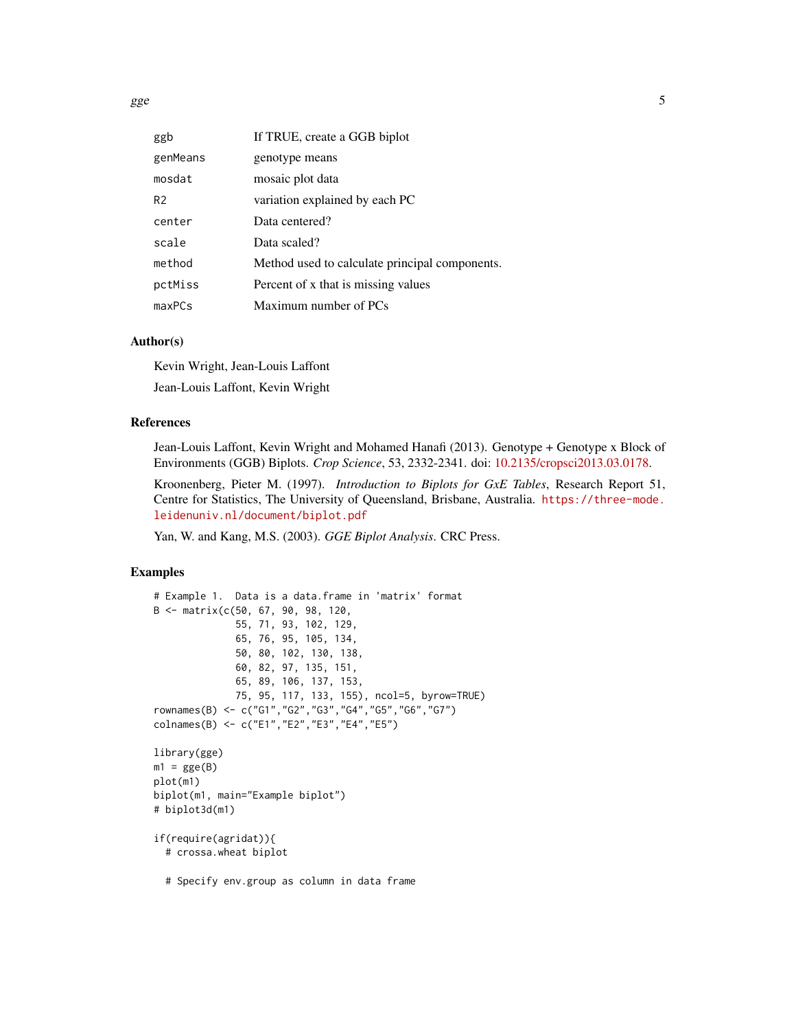| | |
|---|---|
| ggb | If TRUE, create a GGB biplot |
| genMeans | genotype means |
| mosdat | mosaic plot data |
| R2 | variation explained by each PC |
| center | Data centered? |
| scale | Data scaled? |
| method | Method used to calculate principal components. |
| pctMiss | Percent of x that is missing values |
| maxPCs | Maximum number of PCs |

### Author(s)

Kevin Wright, Jean-Louis Laffont

Jean-Louis Laffont, Kevin Wright

### References

Jean-Louis Laffont, Kevin Wright and Mohamed Hanafi (2013). Genotype + Genotype x Block of Environments (GGB) Biplots. *Crop Science*, 53, 2332-2341. doi: 10.2135/cropsci2013.03.0178.

Kroonenberg, Pieter M. (1997). *Introduction to Biplots for GxE Tables*, Research Report 51, Centre for Statistics, The University of Queensland, Brisbane, Australia. https://three-mode.leidenuniv.nl/document/biplot.pdf

Yan, W. and Kang, M.S. (2003). *GGE Biplot Analysis*. CRC Press.

### Examples

```
# Example 1.  Data is a data.frame in 'matrix' format
B <- matrix(c(50, 67, 90, 98, 120,
              55, 71, 93, 102, 129,
              65, 76, 95, 105, 134,
              50, 80, 102, 130, 138,
              60, 82, 97, 135, 151,
              65, 89, 106, 137, 153,
              75, 95, 117, 133, 155), ncol=5, byrow=TRUE)
rownames(B) <- c("G1","G2","G3","G4","G5","G6","G7")
colnames(B) <- c("E1","E2","E3","E4","E5")

library(gge)
m1 = gge(B)
plot(m1)
biplot(m1, main="Example biplot")
# biplot3d(m1)

if(require(agridat)){
  # crossa.wheat biplot

  # Specify env.group as column in data frame
```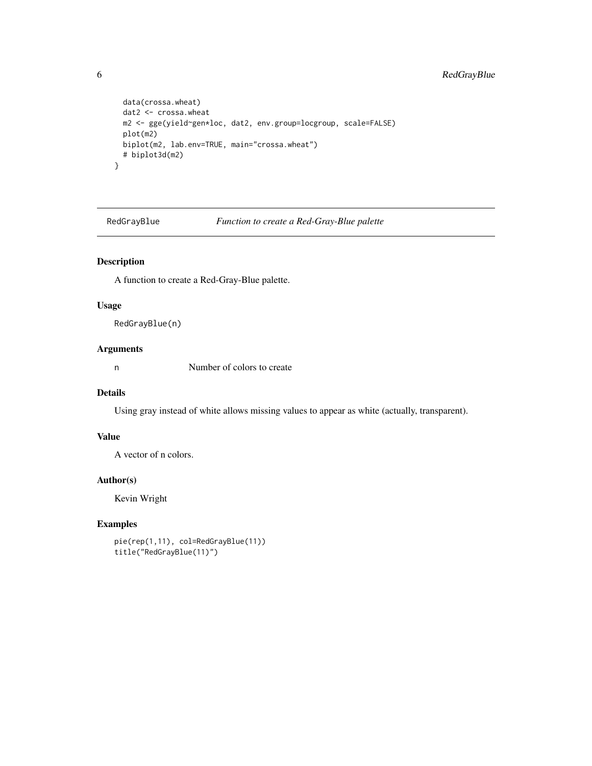```
  data(crossa.wheat)
  dat2 <- crossa.wheat
  m2 <- gge(yield~gen*loc, dat2, env.group=locgroup, scale=FALSE)
  plot(m2)
  biplot(m2, lab.env=TRUE, main="crossa.wheat")
  # biplot3d(m2)
}
```

## RedGrayBlue    *Function to create a Red-Gray-Blue palette*

### Description

A function to create a Red-Gray-Blue palette.

### Usage

```
RedGrayBlue(n)
```

### Arguments

| | |
|---|---|
| n | Number of colors to create |

### Details

Using gray instead of white allows missing values to appear as white (actually, transparent).

### Value

A vector of n colors.

### Author(s)

Kevin Wright

### Examples

```
pie(rep(1,11), col=RedGrayBlue(11))
title("RedGrayBlue(11)")
```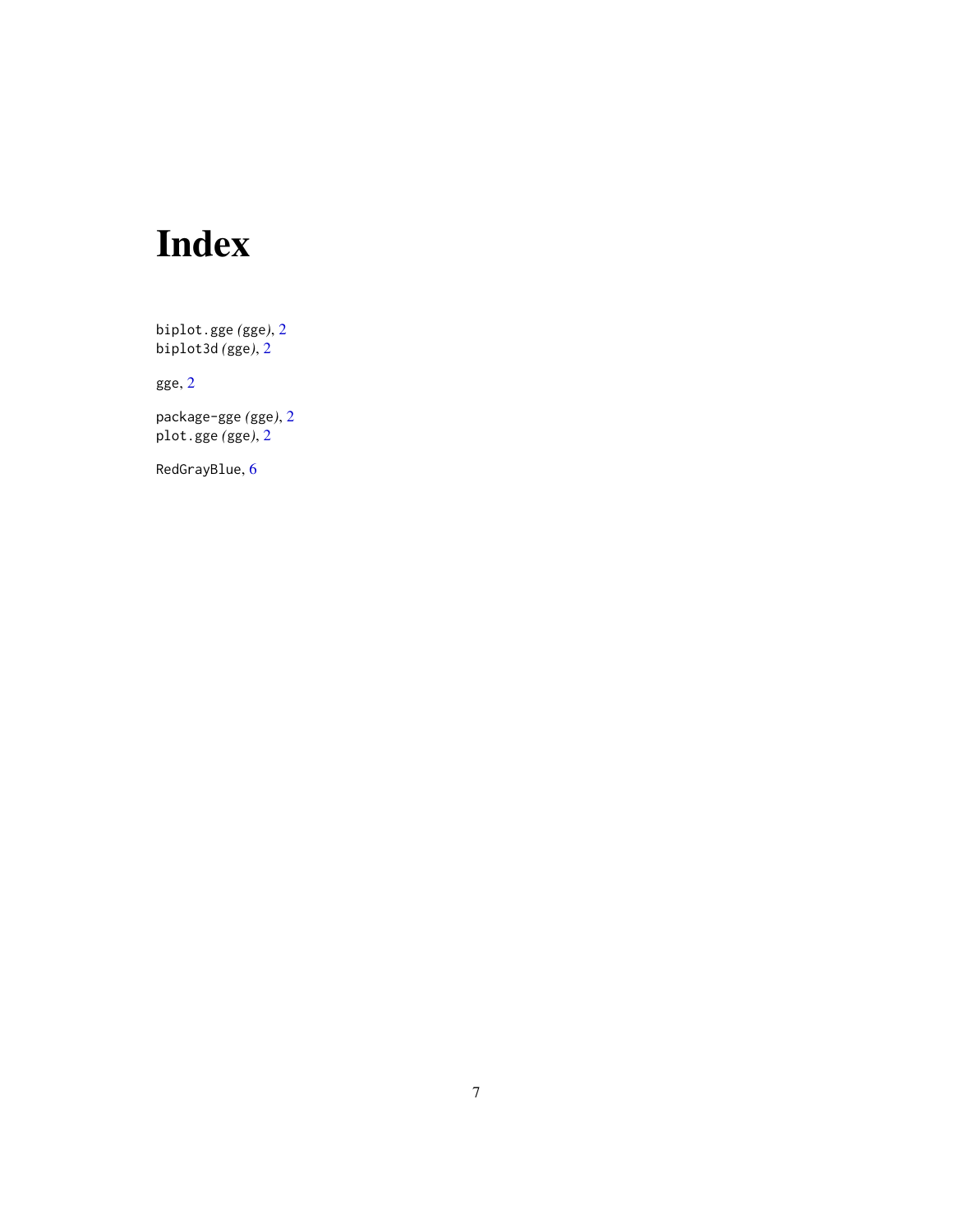# Index

biplot.gge *(*gge*)*, 2
biplot3d *(*gge*)*, 2

gge, 2

package-gge *(*gge*)*, 2
plot.gge *(*gge*)*, 2

RedGrayBlue, 6